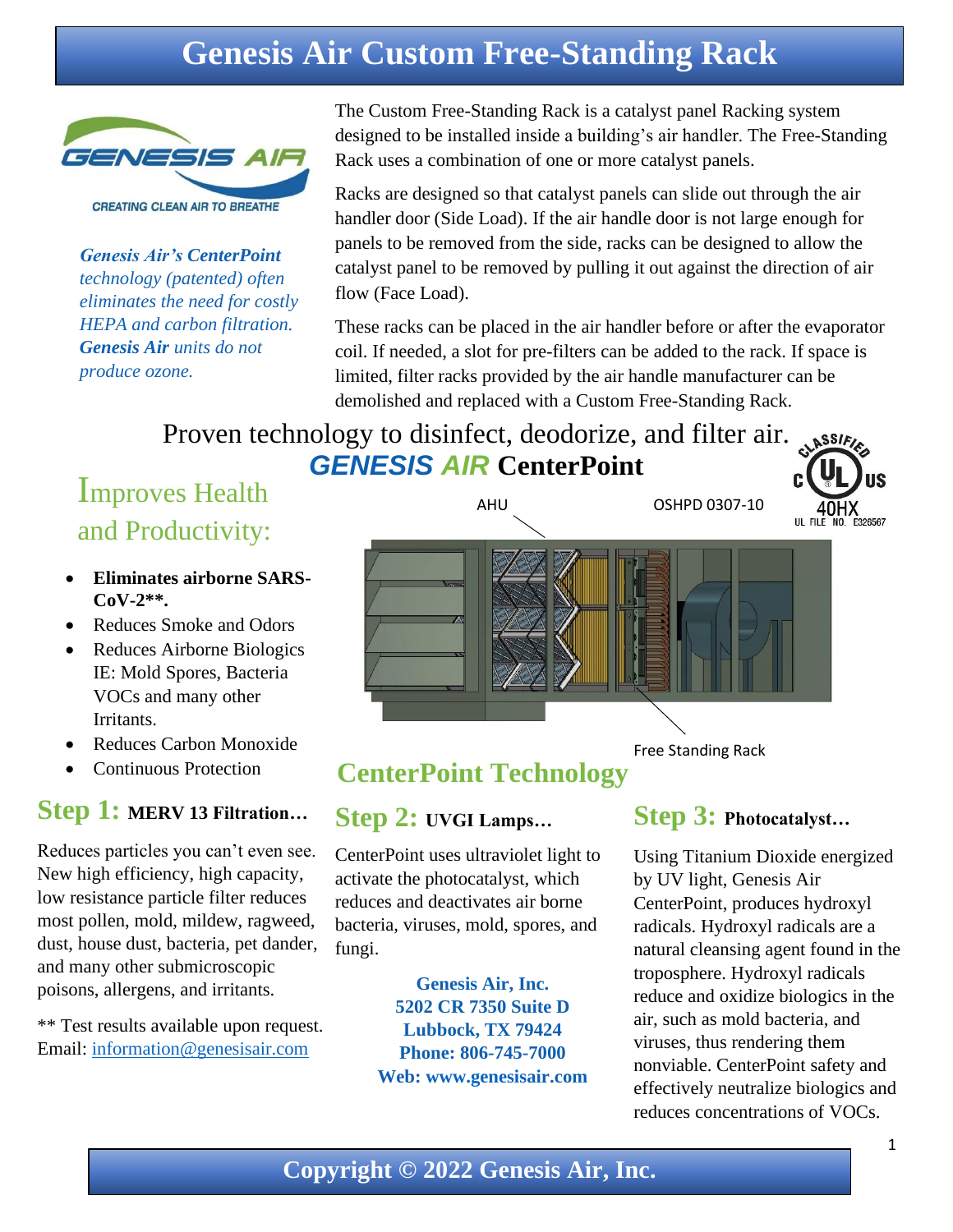# Genesis Air Custom Free-Standing Rack

GENESIS AIR

CREATING CLEAN AIR TO BREATHE

*Genesis Air's CenterPoint technology (patented) often eliminates the need for costly HEPA and carbon filtration. Genesis Air units do not produce ozone.*

The Custom Free-Standing Rack is a catalyst panel Racking system designed to be installed inside a building's air handler. The Free-Standing Rack uses a combination of one or more catalyst panels.

Racks are designed so that catalyst panels can slide out through the air handler door (Side Load). If the air handle door is not large enough for panels to be removed from the side, racks can be designed to allow the catalyst panel to be removed by pulling it out against the direction of air flow (Face Load).

These racks can be placed in the air handler before or after the evaporator coil. If needed, a slot for pre-filters can be added to the rack. If space is limited, filter racks provided by the air handle manufacturer can be demolished and replaced with a Custom Free-Standing Rack.

Proven technology to disinfect, deodorize, and filter air.

**GENESIS AIR CenterPoint**

CLASSIFIED c UL US 40HX UL FILE NO. E326567

## Improves Health and Productivity:

- **Eliminates airborne SARS-CoV-2\*\*.**
- Reduces Smoke and Odors
- Reduces Airborne Biologics IE: Mold Spores, Bacteria VOCs and many other Irritants.
- Reduces Carbon Monoxide
- Continuous Protection

AHU

OSHPD 0307-10

Free Standing Rack

## CenterPoint Technology

### Step 1: MERV 13 Filtration…

Reduces particles you can't even see. New high efficiency, high capacity, low resistance particle filter reduces most pollen, mold, mildew, ragweed, dust, house dust, bacteria, pet dander, and many other submicroscopic poisons, allergens, and irritants.

\*\* Test results available upon request. Email: information@genesisair.com

### Step 2: UVGI Lamps…

CenterPoint uses ultraviolet light to activate the photocatalyst, which reduces and deactivates air borne bacteria, viruses, mold, spores, and fungi.

**Genesis Air, Inc.**
**5202 CR 7350 Suite D**
**Lubbock, TX 79424**
**Phone: 806-745-7000**
**Web: www.genesisair.com**

### Step 3: Photocatalyst…

Using Titanium Dioxide energized by UV light, Genesis Air CenterPoint, produces hydroxyl radicals. Hydroxyl radicals are a natural cleansing agent found in the troposphere. Hydroxyl radicals reduce and oxidize biologics in the air, such as mold bacteria, and viruses, thus rendering them nonviable. CenterPoint safety and effectively neutralize biologics and reduces concentrations of VOCs.

**Copyright © 2022 Genesis Air, Inc.**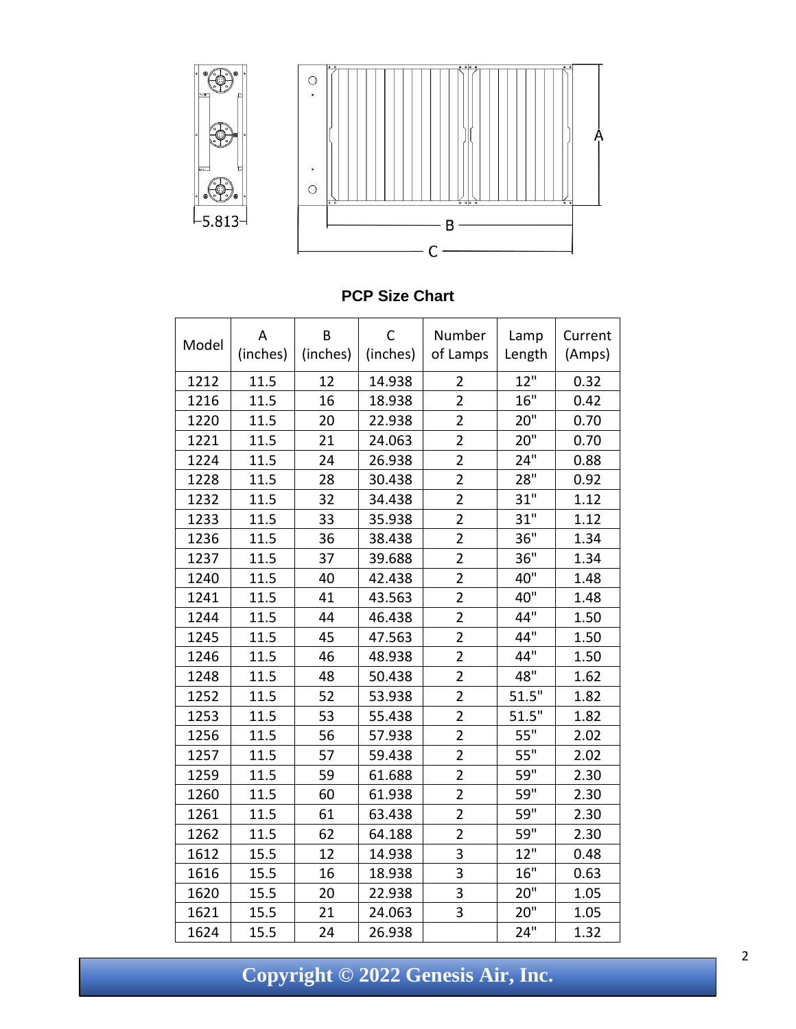5.813

A

B

C

**PCP Size Chart**

| Model | A (inches) | B (inches) | C (inches) | Number of Lamps | Lamp Length | Current (Amps) |
|---|---|---|---|---|---|---|
| 1212 | 11.5 | 12 | 14.938 | 2 | 12" | 0.32 |
| 1216 | 11.5 | 16 | 18.938 | 2 | 16" | 0.42 |
| 1220 | 11.5 | 20 | 22.938 | 2 | 20" | 0.70 |
| 1221 | 11.5 | 21 | 24.063 | 2 | 20" | 0.70 |
| 1224 | 11.5 | 24 | 26.938 | 2 | 24" | 0.88 |
| 1228 | 11.5 | 28 | 30.438 | 2 | 28" | 0.92 |
| 1232 | 11.5 | 32 | 34.438 | 2 | 31" | 1.12 |
| 1233 | 11.5 | 33 | 35.938 | 2 | 31" | 1.12 |
| 1236 | 11.5 | 36 | 38.438 | 2 | 36" | 1.34 |
| 1237 | 11.5 | 37 | 39.688 | 2 | 36" | 1.34 |
| 1240 | 11.5 | 40 | 42.438 | 2 | 40" | 1.48 |
| 1241 | 11.5 | 41 | 43.563 | 2 | 40" | 1.48 |
| 1244 | 11.5 | 44 | 46.438 | 2 | 44" | 1.50 |
| 1245 | 11.5 | 45 | 47.563 | 2 | 44" | 1.50 |
| 1246 | 11.5 | 46 | 48.938 | 2 | 44" | 1.50 |
| 1248 | 11.5 | 48 | 50.438 | 2 | 48" | 1.62 |
| 1252 | 11.5 | 52 | 53.938 | 2 | 51.5" | 1.82 |
| 1253 | 11.5 | 53 | 55.438 | 2 | 51.5" | 1.82 |
| 1256 | 11.5 | 56 | 57.938 | 2 | 55" | 2.02 |
| 1257 | 11.5 | 57 | 59.438 | 2 | 55" | 2.02 |
| 1259 | 11.5 | 59 | 61.688 | 2 | 59" | 2.30 |
| 1260 | 11.5 | 60 | 61.938 | 2 | 59" | 2.30 |
| 1261 | 11.5 | 61 | 63.438 | 2 | 59" | 2.30 |
| 1262 | 11.5 | 62 | 64.188 | 2 | 59" | 2.30 |
| 1612 | 15.5 | 12 | 14.938 | 3 | 12" | 0.48 |
| 1616 | 15.5 | 16 | 18.938 | 3 | 16" | 0.63 |
| 1620 | 15.5 | 20 | 22.938 | 3 | 20" | 1.05 |
| 1621 | 15.5 | 21 | 24.063 | 3 | 20" | 1.05 |
| 1624 | 15.5 | 24 | 26.938 | | 24" | 1.32 |

**Copyright © 2022 Genesis Air, Inc.**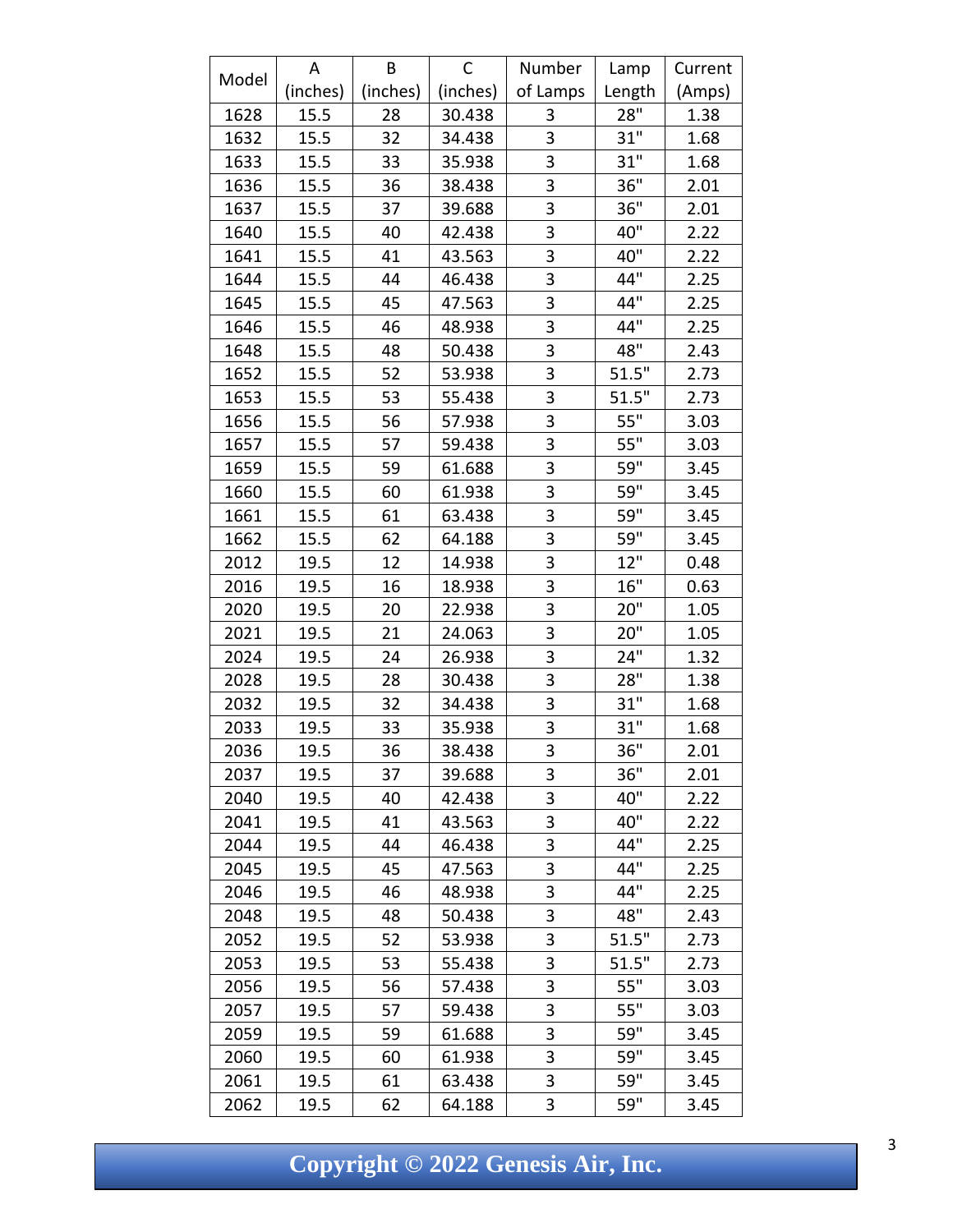| Model | A (inches) | B (inches) | C (inches) | Number of Lamps | Lamp Length | Current (Amps) |
|---|---|---|---|---|---|---|
| 1628 | 15.5 | 28 | 30.438 | 3 | 28" | 1.38 |
| 1632 | 15.5 | 32 | 34.438 | 3 | 31" | 1.68 |
| 1633 | 15.5 | 33 | 35.938 | 3 | 31" | 1.68 |
| 1636 | 15.5 | 36 | 38.438 | 3 | 36" | 2.01 |
| 1637 | 15.5 | 37 | 39.688 | 3 | 36" | 2.01 |
| 1640 | 15.5 | 40 | 42.438 | 3 | 40" | 2.22 |
| 1641 | 15.5 | 41 | 43.563 | 3 | 40" | 2.22 |
| 1644 | 15.5 | 44 | 46.438 | 3 | 44" | 2.25 |
| 1645 | 15.5 | 45 | 47.563 | 3 | 44" | 2.25 |
| 1646 | 15.5 | 46 | 48.938 | 3 | 44" | 2.25 |
| 1648 | 15.5 | 48 | 50.438 | 3 | 48" | 2.43 |
| 1652 | 15.5 | 52 | 53.938 | 3 | 51.5" | 2.73 |
| 1653 | 15.5 | 53 | 55.438 | 3 | 51.5" | 2.73 |
| 1656 | 15.5 | 56 | 57.938 | 3 | 55" | 3.03 |
| 1657 | 15.5 | 57 | 59.438 | 3 | 55" | 3.03 |
| 1659 | 15.5 | 59 | 61.688 | 3 | 59" | 3.45 |
| 1660 | 15.5 | 60 | 61.938 | 3 | 59" | 3.45 |
| 1661 | 15.5 | 61 | 63.438 | 3 | 59" | 3.45 |
| 1662 | 15.5 | 62 | 64.188 | 3 | 59" | 3.45 |
| 2012 | 19.5 | 12 | 14.938 | 3 | 12" | 0.48 |
| 2016 | 19.5 | 16 | 18.938 | 3 | 16" | 0.63 |
| 2020 | 19.5 | 20 | 22.938 | 3 | 20" | 1.05 |
| 2021 | 19.5 | 21 | 24.063 | 3 | 20" | 1.05 |
| 2024 | 19.5 | 24 | 26.938 | 3 | 24" | 1.32 |
| 2028 | 19.5 | 28 | 30.438 | 3 | 28" | 1.38 |
| 2032 | 19.5 | 32 | 34.438 | 3 | 31" | 1.68 |
| 2033 | 19.5 | 33 | 35.938 | 3 | 31" | 1.68 |
| 2036 | 19.5 | 36 | 38.438 | 3 | 36" | 2.01 |
| 2037 | 19.5 | 37 | 39.688 | 3 | 36" | 2.01 |
| 2040 | 19.5 | 40 | 42.438 | 3 | 40" | 2.22 |
| 2041 | 19.5 | 41 | 43.563 | 3 | 40" | 2.22 |
| 2044 | 19.5 | 44 | 46.438 | 3 | 44" | 2.25 |
| 2045 | 19.5 | 45 | 47.563 | 3 | 44" | 2.25 |
| 2046 | 19.5 | 46 | 48.938 | 3 | 44" | 2.25 |
| 2048 | 19.5 | 48 | 50.438 | 3 | 48" | 2.43 |
| 2052 | 19.5 | 52 | 53.938 | 3 | 51.5" | 2.73 |
| 2053 | 19.5 | 53 | 55.438 | 3 | 51.5" | 2.73 |
| 2056 | 19.5 | 56 | 57.438 | 3 | 55" | 3.03 |
| 2057 | 19.5 | 57 | 59.438 | 3 | 55" | 3.03 |
| 2059 | 19.5 | 59 | 61.688 | 3 | 59" | 3.45 |
| 2060 | 19.5 | 60 | 61.938 | 3 | 59" | 3.45 |
| 2061 | 19.5 | 61 | 63.438 | 3 | 59" | 3.45 |
| 2062 | 19.5 | 62 | 64.188 | 3 | 59" | 3.45 |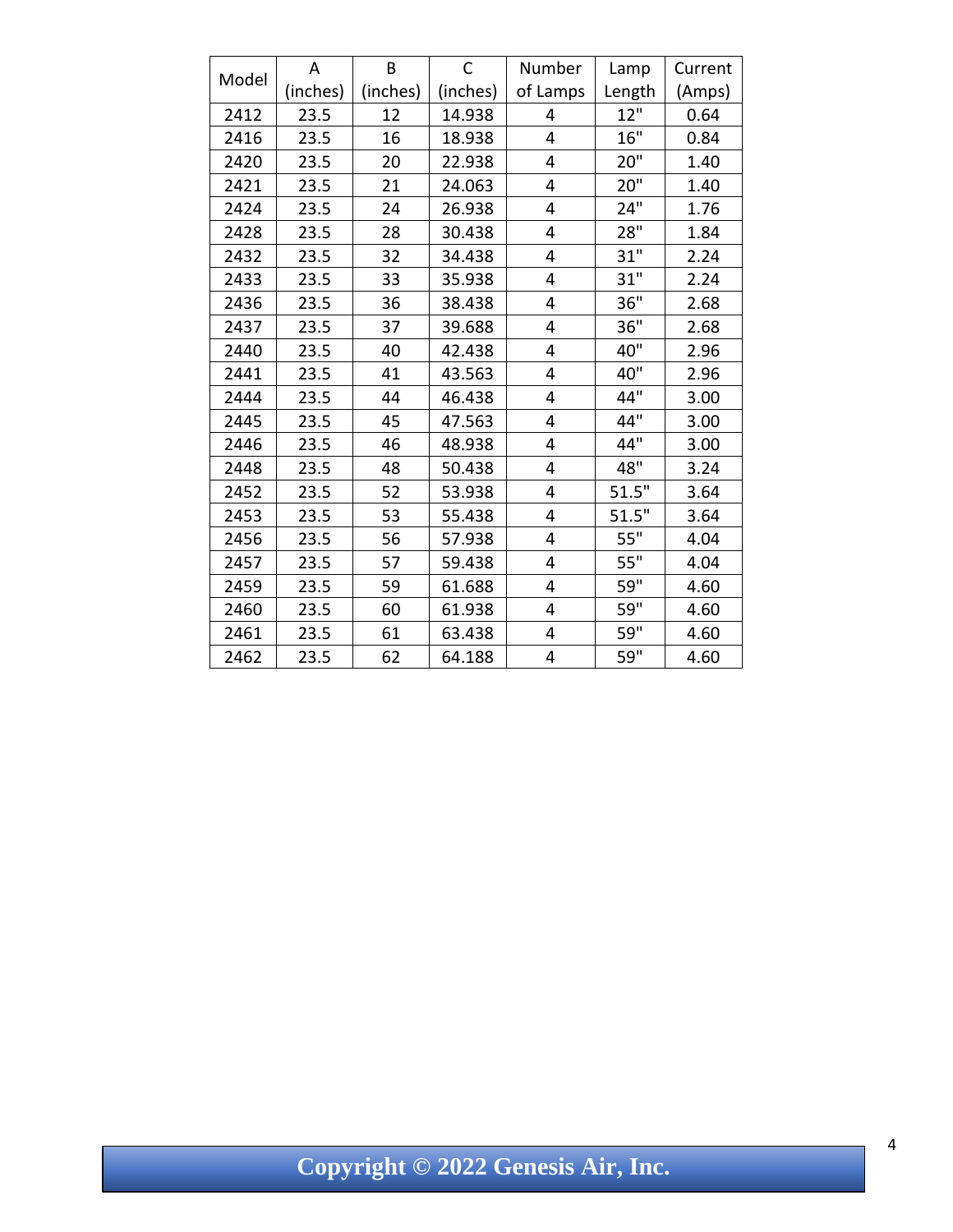| Model | A (inches) | B (inches) | C (inches) | Number of Lamps | Lamp Length | Current (Amps) |
|---|---|---|---|---|---|---|
| 2412 | 23.5 | 12 | 14.938 | 4 | 12" | 0.64 |
| 2416 | 23.5 | 16 | 18.938 | 4 | 16" | 0.84 |
| 2420 | 23.5 | 20 | 22.938 | 4 | 20" | 1.40 |
| 2421 | 23.5 | 21 | 24.063 | 4 | 20" | 1.40 |
| 2424 | 23.5 | 24 | 26.938 | 4 | 24" | 1.76 |
| 2428 | 23.5 | 28 | 30.438 | 4 | 28" | 1.84 |
| 2432 | 23.5 | 32 | 34.438 | 4 | 31" | 2.24 |
| 2433 | 23.5 | 33 | 35.938 | 4 | 31" | 2.24 |
| 2436 | 23.5 | 36 | 38.438 | 4 | 36" | 2.68 |
| 2437 | 23.5 | 37 | 39.688 | 4 | 36" | 2.68 |
| 2440 | 23.5 | 40 | 42.438 | 4 | 40" | 2.96 |
| 2441 | 23.5 | 41 | 43.563 | 4 | 40" | 2.96 |
| 2444 | 23.5 | 44 | 46.438 | 4 | 44" | 3.00 |
| 2445 | 23.5 | 45 | 47.563 | 4 | 44" | 3.00 |
| 2446 | 23.5 | 46 | 48.938 | 4 | 44" | 3.00 |
| 2448 | 23.5 | 48 | 50.438 | 4 | 48" | 3.24 |
| 2452 | 23.5 | 52 | 53.938 | 4 | 51.5" | 3.64 |
| 2453 | 23.5 | 53 | 55.438 | 4 | 51.5" | 3.64 |
| 2456 | 23.5 | 56 | 57.938 | 4 | 55" | 4.04 |
| 2457 | 23.5 | 57 | 59.438 | 4 | 55" | 4.04 |
| 2459 | 23.5 | 59 | 61.688 | 4 | 59" | 4.60 |
| 2460 | 23.5 | 60 | 61.938 | 4 | 59" | 4.60 |
| 2461 | 23.5 | 61 | 63.438 | 4 | 59" | 4.60 |
| 2462 | 23.5 | 62 | 64.188 | 4 | 59" | 4.60 |